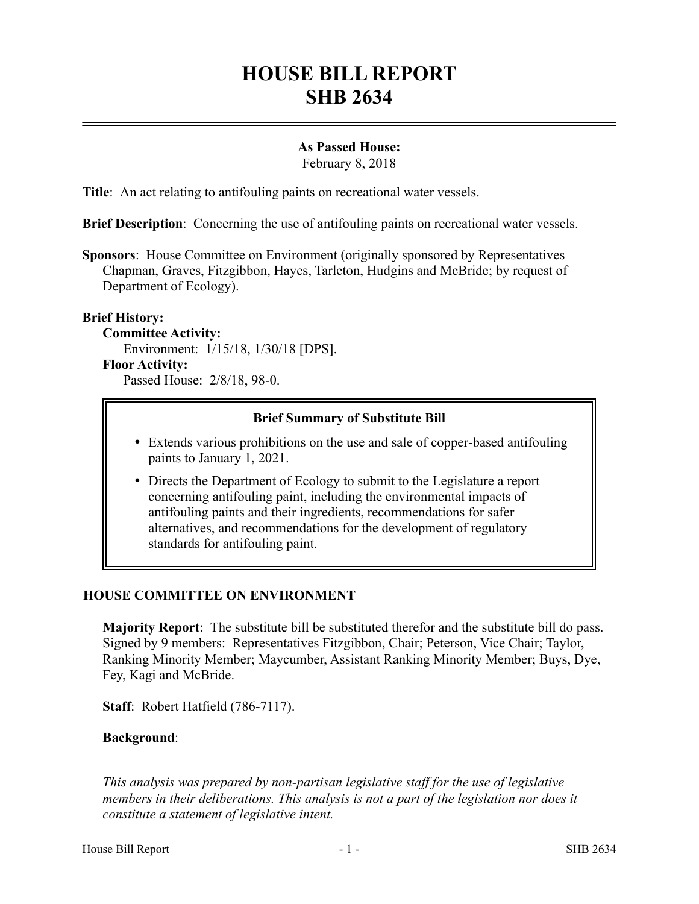# HOUSE BILL REPORT
# SHB 2634

**As Passed House:**
February 8, 2018

**Title**: An act relating to antifouling paints on recreational water vessels.

**Brief Description**: Concerning the use of antifouling paints on recreational water vessels.

**Sponsors**: House Committee on Environment (originally sponsored by Representatives Chapman, Graves, Fitzgibbon, Hayes, Tarleton, Hudgins and McBride; by request of Department of Ecology).

**Brief History:**

**Committee Activity:**

Environment: 1/15/18, 1/30/18 [DPS].

**Floor Activity:**

Passed House: 2/8/18, 98-0.

**Brief Summary of Substitute Bill**

- Extends various prohibitions on the use and sale of copper-based antifouling paints to January 1, 2021.
- Directs the Department of Ecology to submit to the Legislature a report concerning antifouling paint, including the environmental impacts of antifouling paints and their ingredients, recommendations for safer alternatives, and recommendations for the development of regulatory standards for antifouling paint.

## HOUSE COMMITTEE ON ENVIRONMENT

**Majority Report**: The substitute bill be substituted therefor and the substitute bill do pass. Signed by 9 members: Representatives Fitzgibbon, Chair; Peterson, Vice Chair; Taylor, Ranking Minority Member; Maycumber, Assistant Ranking Minority Member; Buys, Dye, Fey, Kagi and McBride.

**Staff**: Robert Hatfield (786-7117).

**Background**:

---

*This analysis was prepared by non-partisan legislative staff for the use of legislative members in their deliberations. This analysis is not a part of the legislation nor does it constitute a statement of legislative intent.*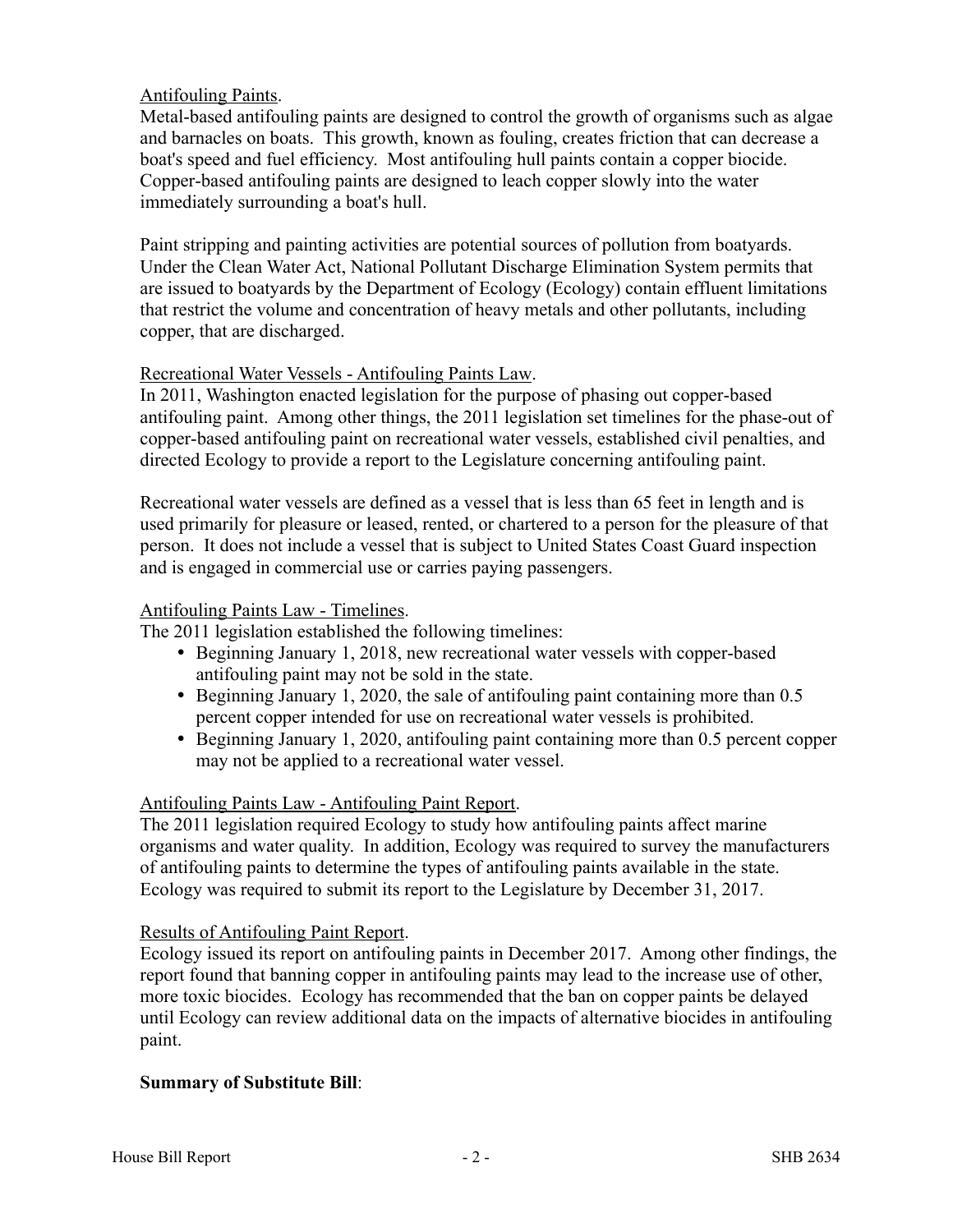Antifouling Paints.

Metal-based antifouling paints are designed to control the growth of organisms such as algae and barnacles on boats. This growth, known as fouling, creates friction that can decrease a boat's speed and fuel efficiency. Most antifouling hull paints contain a copper biocide. Copper-based antifouling paints are designed to leach copper slowly into the water immediately surrounding a boat's hull.

Paint stripping and painting activities are potential sources of pollution from boatyards. Under the Clean Water Act, National Pollutant Discharge Elimination System permits that are issued to boatyards by the Department of Ecology (Ecology) contain effluent limitations that restrict the volume and concentration of heavy metals and other pollutants, including copper, that are discharged.

Recreational Water Vessels - Antifouling Paints Law.

In 2011, Washington enacted legislation for the purpose of phasing out copper-based antifouling paint. Among other things, the 2011 legislation set timelines for the phase-out of copper-based antifouling paint on recreational water vessels, established civil penalties, and directed Ecology to provide a report to the Legislature concerning antifouling paint.

Recreational water vessels are defined as a vessel that is less than 65 feet in length and is used primarily for pleasure or leased, rented, or chartered to a person for the pleasure of that person. It does not include a vessel that is subject to United States Coast Guard inspection and is engaged in commercial use or carries paying passengers.

Antifouling Paints Law - Timelines.

The 2011 legislation established the following timelines:

- Beginning January 1, 2018, new recreational water vessels with copper-based antifouling paint may not be sold in the state.
- Beginning January 1, 2020, the sale of antifouling paint containing more than 0.5 percent copper intended for use on recreational water vessels is prohibited.
- Beginning January 1, 2020, antifouling paint containing more than 0.5 percent copper may not be applied to a recreational water vessel.

Antifouling Paints Law - Antifouling Paint Report.

The 2011 legislation required Ecology to study how antifouling paints affect marine organisms and water quality. In addition, Ecology was required to survey the manufacturers of antifouling paints to determine the types of antifouling paints available in the state. Ecology was required to submit its report to the Legislature by December 31, 2017.

Results of Antifouling Paint Report.

Ecology issued its report on antifouling paints in December 2017. Among other findings, the report found that banning copper in antifouling paints may lead to the increase use of other, more toxic biocides. Ecology has recommended that the ban on copper paints be delayed until Ecology can review additional data on the impacts of alternative biocides in antifouling paint.

**Summary of Substitute Bill**: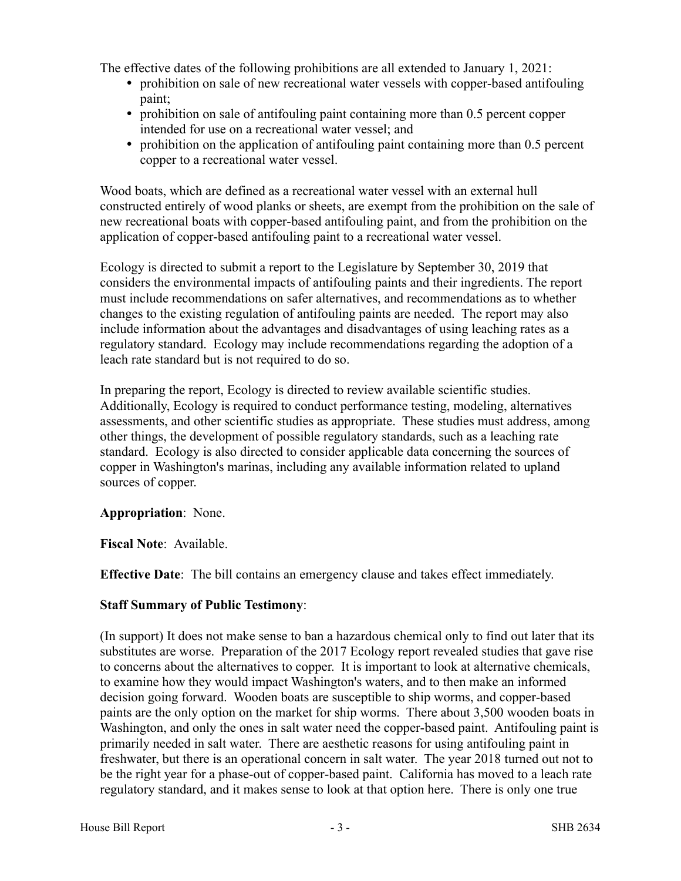The effective dates of the following prohibitions are all extended to January 1, 2021:

- prohibition on sale of new recreational water vessels with copper-based antifouling paint;
- prohibition on sale of antifouling paint containing more than 0.5 percent copper intended for use on a recreational water vessel; and
- prohibition on the application of antifouling paint containing more than 0.5 percent copper to a recreational water vessel.

Wood boats, which are defined as a recreational water vessel with an external hull constructed entirely of wood planks or sheets, are exempt from the prohibition on the sale of new recreational boats with copper-based antifouling paint, and from the prohibition on the application of copper-based antifouling paint to a recreational water vessel.

Ecology is directed to submit a report to the Legislature by September 30, 2019 that considers the environmental impacts of antifouling paints and their ingredients. The report must include recommendations on safer alternatives, and recommendations as to whether changes to the existing regulation of antifouling paints are needed. The report may also include information about the advantages and disadvantages of using leaching rates as a regulatory standard. Ecology may include recommendations regarding the adoption of a leach rate standard but is not required to do so.

In preparing the report, Ecology is directed to review available scientific studies. Additionally, Ecology is required to conduct performance testing, modeling, alternatives assessments, and other scientific studies as appropriate. These studies must address, among other things, the development of possible regulatory standards, such as a leaching rate standard. Ecology is also directed to consider applicable data concerning the sources of copper in Washington's marinas, including any available information related to upland sources of copper.

**Appropriation**: None.

**Fiscal Note**: Available.

**Effective Date**: The bill contains an emergency clause and takes effect immediately.

**Staff Summary of Public Testimony**:

(In support) It does not make sense to ban a hazardous chemical only to find out later that its substitutes are worse. Preparation of the 2017 Ecology report revealed studies that gave rise to concerns about the alternatives to copper. It is important to look at alternative chemicals, to examine how they would impact Washington's waters, and to then make an informed decision going forward. Wooden boats are susceptible to ship worms, and copper-based paints are the only option on the market for ship worms. There about 3,500 wooden boats in Washington, and only the ones in salt water need the copper-based paint. Antifouling paint is primarily needed in salt water. There are aesthetic reasons for using antifouling paint in freshwater, but there is an operational concern in salt water. The year 2018 turned out not to be the right year for a phase-out of copper-based paint. California has moved to a leach rate regulatory standard, and it makes sense to look at that option here. There is only one true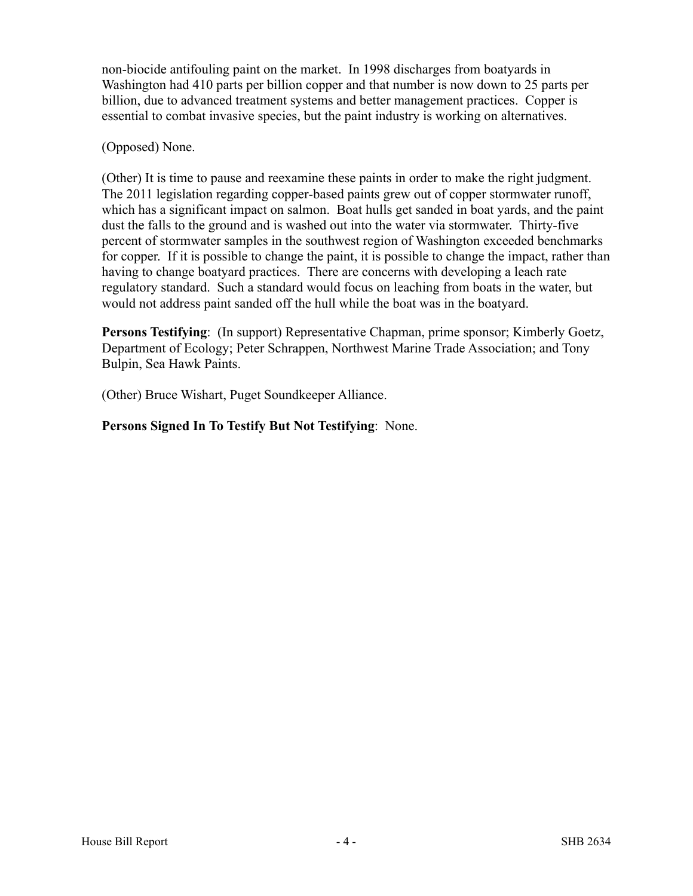non-biocide antifouling paint on the market. In 1998 discharges from boatyards in Washington had 410 parts per billion copper and that number is now down to 25 parts per billion, due to advanced treatment systems and better management practices. Copper is essential to combat invasive species, but the paint industry is working on alternatives.

(Opposed) None.

(Other) It is time to pause and reexamine these paints in order to make the right judgment. The 2011 legislation regarding copper-based paints grew out of copper stormwater runoff, which has a significant impact on salmon. Boat hulls get sanded in boat yards, and the paint dust the falls to the ground and is washed out into the water via stormwater. Thirty-five percent of stormwater samples in the southwest region of Washington exceeded benchmarks for copper. If it is possible to change the paint, it is possible to change the impact, rather than having to change boatyard practices. There are concerns with developing a leach rate regulatory standard. Such a standard would focus on leaching from boats in the water, but would not address paint sanded off the hull while the boat was in the boatyard.

**Persons Testifying**: (In support) Representative Chapman, prime sponsor; Kimberly Goetz, Department of Ecology; Peter Schrappen, Northwest Marine Trade Association; and Tony Bulpin, Sea Hawk Paints.

(Other) Bruce Wishart, Puget Soundkeeper Alliance.

**Persons Signed In To Testify But Not Testifying**: None.